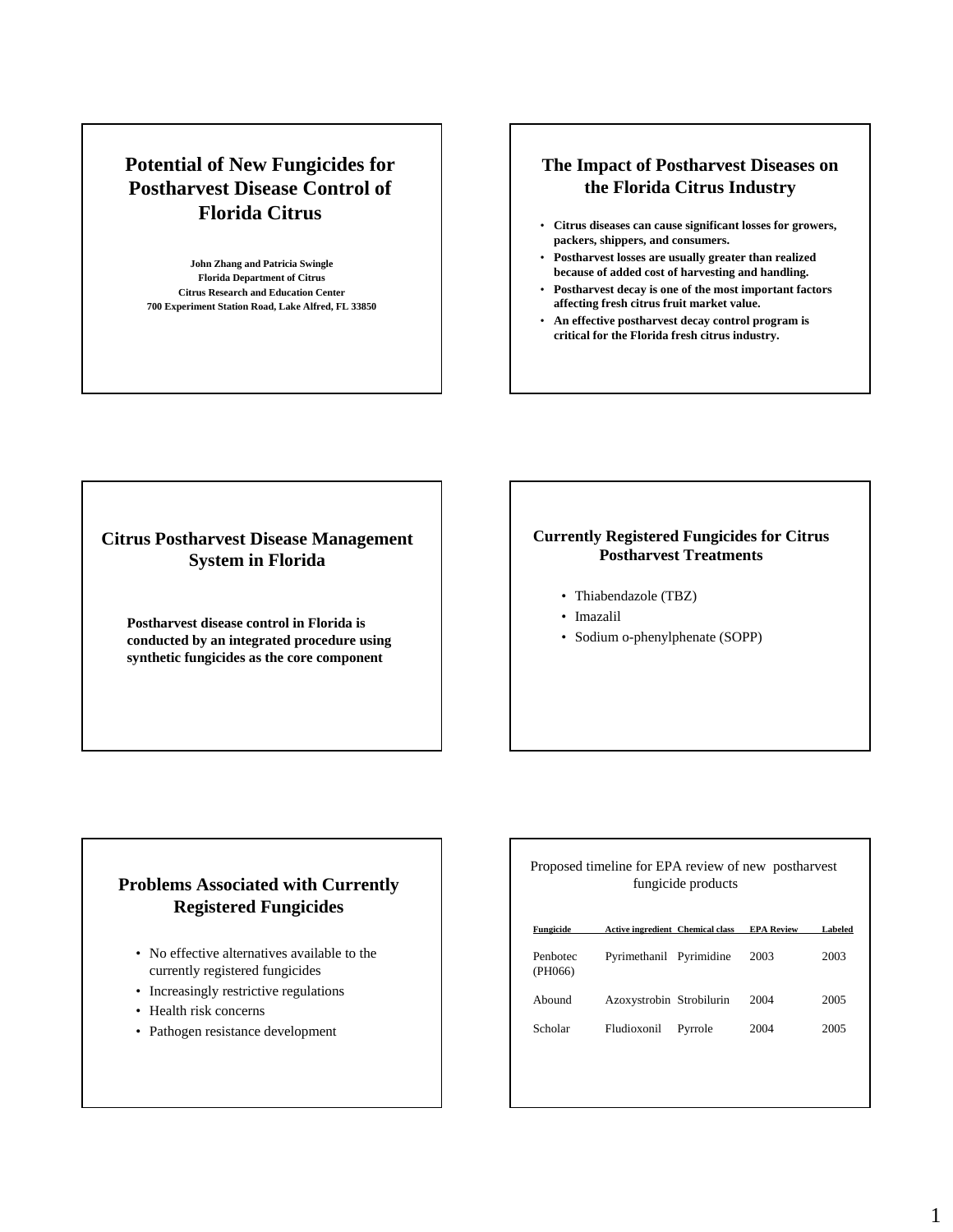# Potential of New Fungicides for Postharvest Disease Control of Florida Citrus

**John Zhang and Patricia Swingle**
**Florida Department of Citrus**
**Citrus Research and Education Center**
**700 Experiment Station Road, Lake Alfred, FL 33850**

## The Impact of Postharvest Diseases on the Florida Citrus Industry

- **Citrus diseases can cause significant losses for growers, packers, shippers, and consumers.**
- **Postharvest losses are usually greater than realized because of added cost of harvesting and handling.**
- **Postharvest decay is one of the most important factors affecting fresh citrus fruit market value.**
- **An effective postharvest decay control program is critical for the Florida fresh citrus industry.**

## Citrus Postharvest Disease Management System in Florida

**Postharvest disease control in Florida is conducted by an integrated procedure using synthetic fungicides as the core component**

## Currently Registered Fungicides for Citrus Postharvest Treatments

- Thiabendazole (TBZ)
- Imazalil
- Sodium o-phenylphenate (SOPP)

## Problems Associated with Currently Registered Fungicides

- No effective alternatives available to the currently registered fungicides
- Increasingly restrictive regulations
- Health risk concerns
- Pathogen resistance development

Proposed timeline for EPA review of new postharvest fungicide products

| Fungicide | Active ingredient | Chemical class | EPA Review | Labeled |
|---|---|---|---|---|
| Penbotec (PH066) | Pyrimethanil | Pyrimidine | 2003 | 2003 |
| Abound | Azoxystrobin | Strobilurin | 2004 | 2005 |
| Scholar | Fludioxonil | Pyrrole | 2004 | 2005 |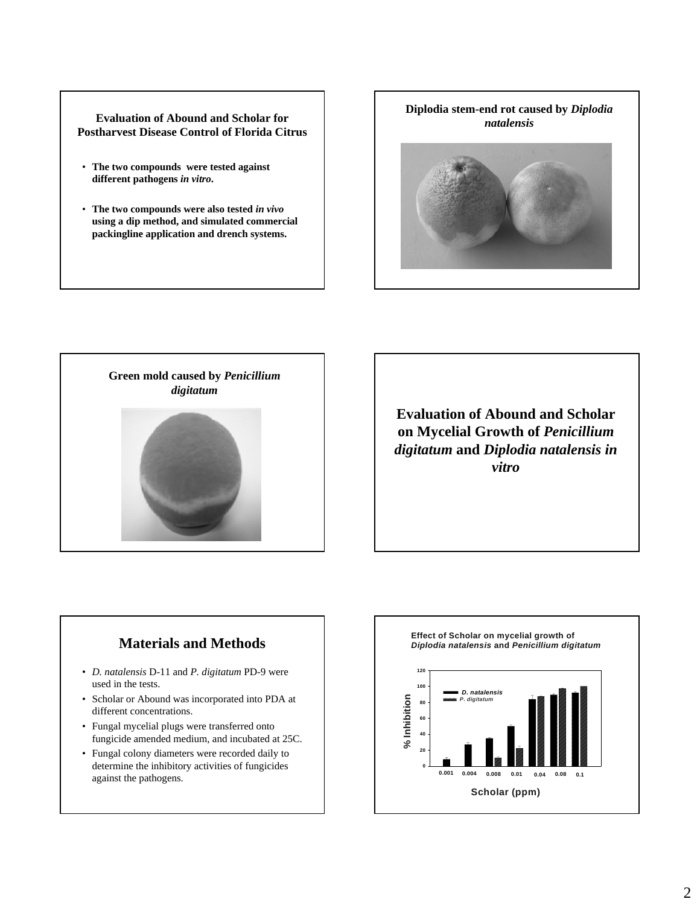## Evaluation of Abound and Scholar for Postharvest Disease Control of Florida Citrus

- **The two compounds were tested against different pathogens *in vitro*.**
- **The two compounds were also tested *in vivo* using a dip method, and simulated commercial packingline application and drench systems.**

## Diplodia stem-end rot caused by *Diplodia natalensis*

## Green mold caused by *Penicillium digitatum*

## Evaluation of Abound and Scholar on Mycelial Growth of *Penicillium digitatum* and *Diplodia natalensis in vitro*

## Materials and Methods

- *D. natalensis* D-11 and *P. digitatum* PD-9 were used in the tests.
- Scholar or Abound was incorporated into PDA at different concentrations.
- Fungal mycelial plugs were transferred onto fungicide amended medium, and incubated at 25C.
- Fungal colony diameters were recorded daily to determine the inhibitory activities of fungicides against the pathogens.

**Effect of Scholar on mycelial growth of *Diplodia natalensis* and *Penicillium digitatum***

Y-axis: % Inhibition (0–120); X-axis: Scholar (ppm): 0.001, 0.004, 0.008, 0.01, 0.04, 0.08, 0.1. Legend: *D. natalensis*, *P. digitatum*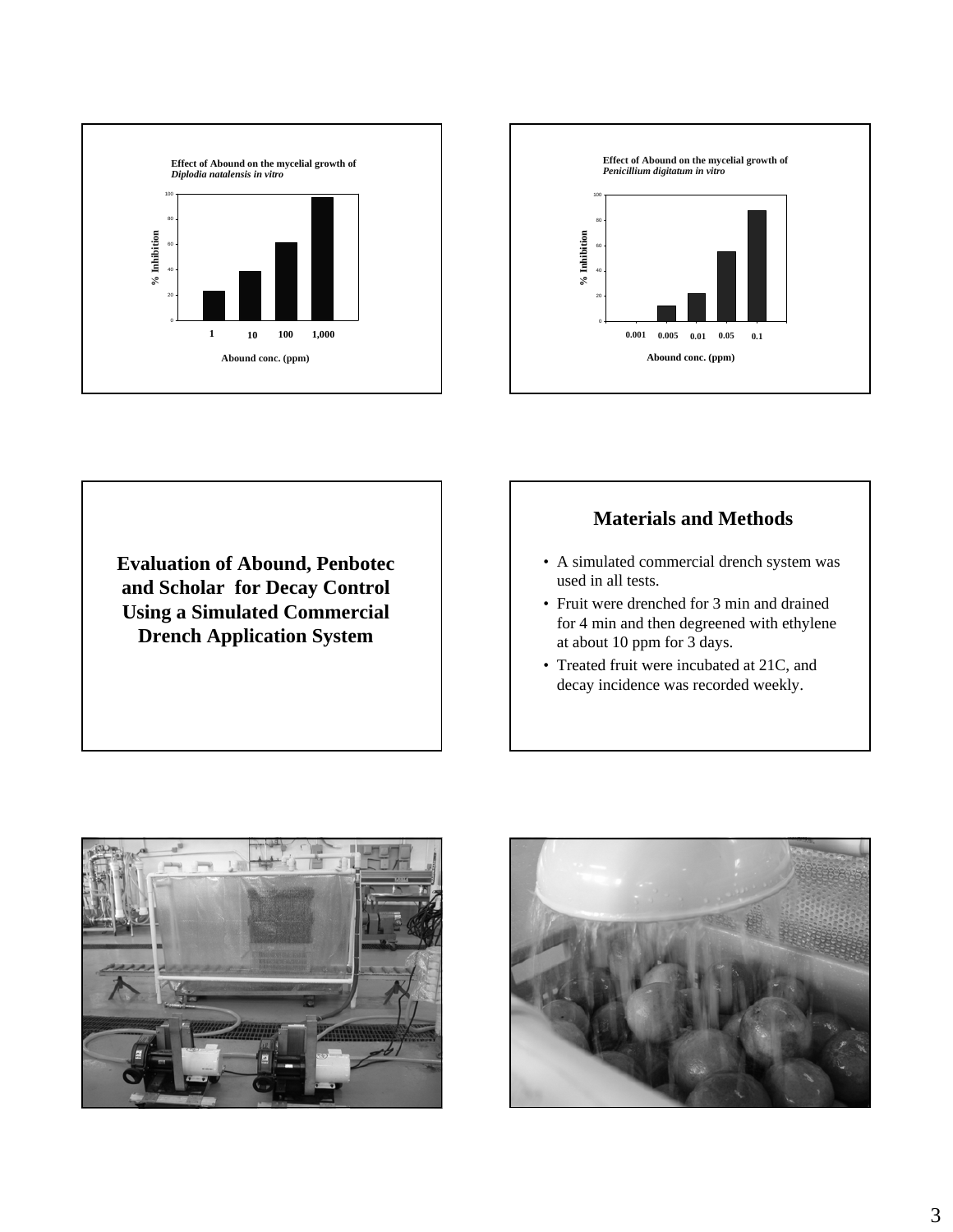**Effect of Abound on the mycelial growth of *Diplodia natalensis in vitro***

% Inhibition

Abound conc. (ppm): 1, 10, 100, 1,000

**Effect of Abound on the mycelial growth of *Penicillium digitatum in vitro***

% Inhibition

Abound conc. (ppm): 0.001, 0.005, 0.01, 0.05, 0.1

## Evaluation of Abound, Penbotec and Scholar for Decay Control Using a Simulated Commercial Drench Application System

## Materials and Methods

- A simulated commercial drench system was used in all tests.
- Fruit were drenched for 3 min and drained for 4 min and then degreened with ethylene at about 10 ppm for 3 days.
- Treated fruit were incubated at 21C, and decay incidence was recorded weekly.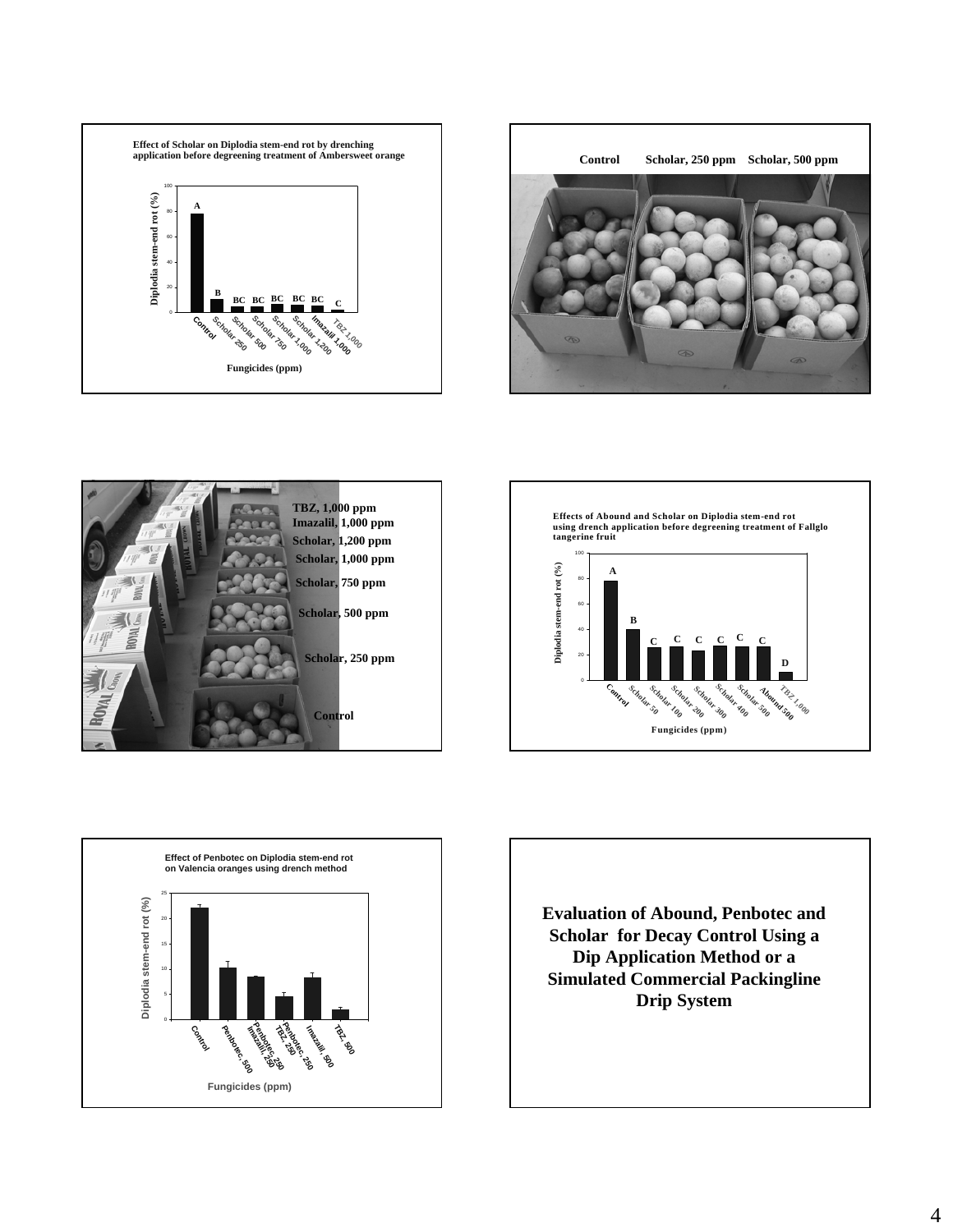**Effect of Scholar on Diplodia stem-end rot by drenching application before degreening treatment of Ambersweet orange**

Diplodia stem-end rot (%)

| Fungicides (ppm) | Diplodia stem-end rot (%) (approx.) | Letter |
|---|---|---|
| Control | 78 | A |
| Scholar 250 | 10 | B |
| Scholar 500 | 4 | BC |
| Scholar 750 | 4 | BC |
| Scholar 1,000 | 6 | BC |
| Scholar 1,200 | 6 | BC |
| Imazalil 1,000 | 5 | BC |
| TBZ 1,000 | 2 | C |

Fungicides (ppm)

Control Scholar, 250 ppm Scholar, 500 ppm

TBZ, 1,000 ppm
Imazalil, 1,000 ppm
Scholar, 1,200 ppm
Scholar, 1,000 ppm
Scholar, 750 ppm
Scholar, 500 ppm
Scholar, 250 ppm
Control

**Effects of Abound and Scholar on Diplodia stem-end rot using drench application before degreening treatment of Fallglo tangerine fruit**

Diplodia stem-end rot (%)

| Fungicides (ppm) | Diplodia stem-end rot (%) (approx.) | Letter |
|---|---|---|
| Control | 78 | A |
| Scholar 50 | 40 | B |
| Scholar 100 | 25 | C |
| Scholar 200 | 26 | C |
| Scholar 300 | 23 | C |
| Scholar 400 | 27 | C |
| Scholar 500 | 26 | C |
| Abound 500 | 26 | C |
| TBZ 1,000 | 6 | D |

Fungicides (ppm)

**Effect of Penbotec on Diplodia stem-end rot on Valencia oranges using drench method**

Diplodia stem-end rot (%)

| Fungicides (ppm) | Diplodia stem-end rot (%) (approx.) |
|---|---|
| Control | 22 |
| Penbotec, 500 | 10 |
| Penbotec, 250 Imazalil, 250 | 8.5 |
| Penbotec, 250 TBZ, 250 | 4.5 |
| Imazalil, 500 | 8.3 |
| TBZ, 500 | 2 |

Fungicides (ppm)

**Evaluation of Abound, Penbotec and Scholar for Decay Control Using a Dip Application Method or a Simulated Commercial Packingline Drip System**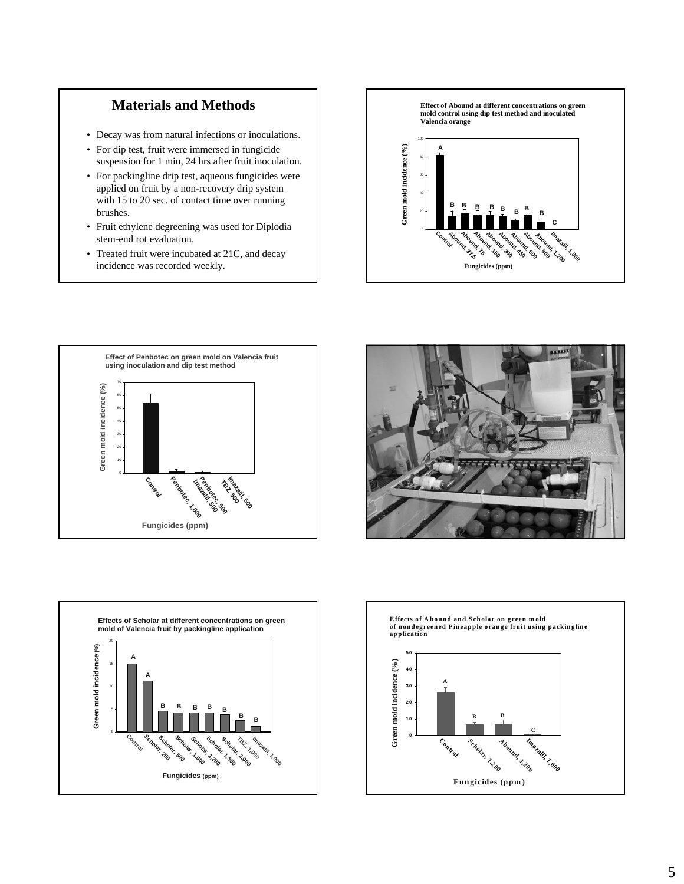## Materials and Methods

- Decay was from natural infections or inoculations.
- For dip test, fruit were immersed in fungicide suspension for 1 min, 24 hrs after fruit inoculation.
- For packingline drip test, aqueous fungicides were applied on fruit by a non-recovery drip system with 15 to 20 sec. of contact time over running brushes.
- Fruit ethylene degreening was used for Diplodia stem-end rot evaluation.
- Treated fruit were incubated at 21C, and decay incidence was recorded weekly.

**Effect of Abound at different concentrations on green mold control using dip test method and inoculated Valencia orange**

Green mold incidence (%) vs. Fungicides (ppm): Control (A), Abound, 37.5 (B), Abound, 75 (B), Abound, 150 (B), Abound, 300 (B), Abound, 450 (B), Abound, 600 (B), Abound, 900 (B), Abound, 1,200 (B), Imazalil, 1,000 (C)

**Effect of Penbotec on green mold on Valencia fruit using inoculation and dip test method**

Green mold incidence (%) vs. Fungicides (ppm): Control, Penbotec, 1,000, Penbotec, 500 Imazalil 500, Imazalil, 500 TBZ, 500

**Effects of Scholar at different concentrations on green mold of Valencia fruit by packingline application**

Green mold incidence (%) vs. Fungicides (ppm): Control (A), Scholar, 250 (A), Scholar, 500 (B), Scholar, 1,000 (B), Scholar, 1,200 (B), Scholar, 1,500 (B), Scholar, 2,000 (B), TBZ, 1,000 (B), Imazalil, 1,000 (B)

**Effects of Abound and Scholar on green mold of nondegreened Pineapple orange fruit using packingline application**

Green mold incidence (%) vs. Fungicides (ppm): Control (A), Scholar, 1,200 (B), Abound, 1,200 (B), Imazalil, 1,000 (C)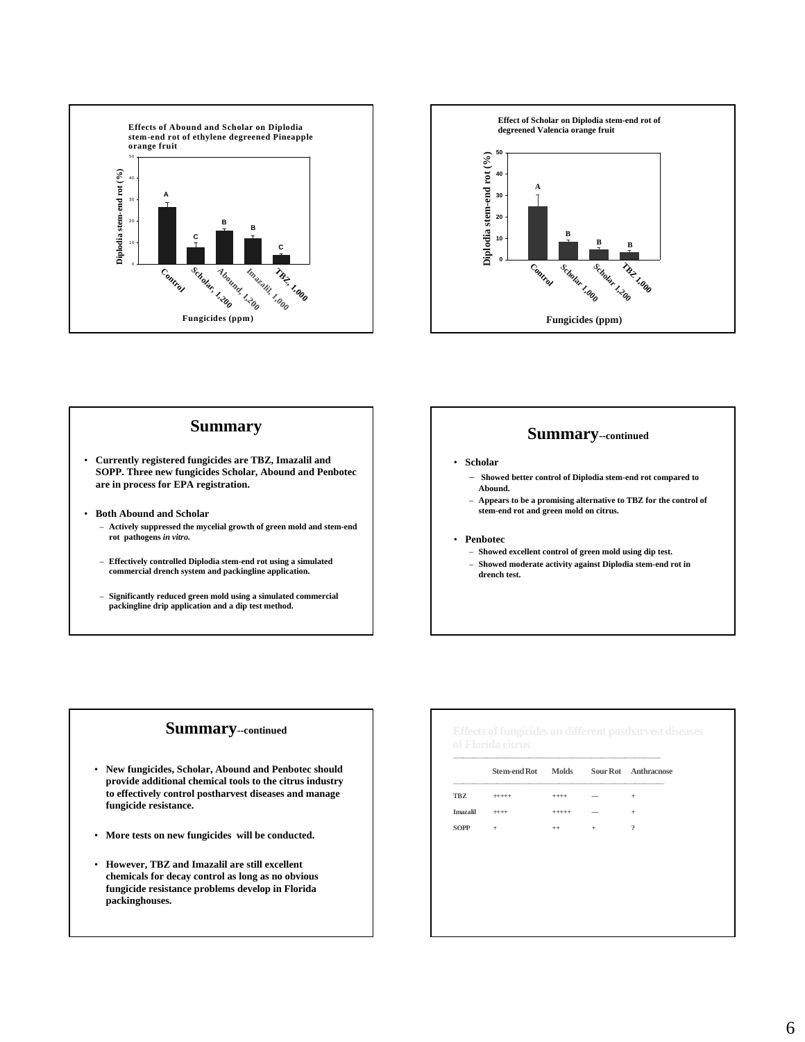**Effects of Abound and Scholar on Diplodia stem-end rot of ethylene degreened Pineapple orange fruit**

| Fungicides (ppm) | Diplodia stem-end rot (%) |
|---|---|
| Control | A |
| Scholar, 1,200 | C |
| Abound, 1,200 | B |
| Imazalil, 1,000 | B |
| TBZ, 1,000 | C |

**Effect of Scholar on Diplodia stem-end rot of degreened Valencia orange fruit**

| Fungicides (ppm) | Diplodia stem-end rot (%) |
|---|---|
| Control | A |
| Scholar 1,000 | B |
| Scholar 1,200 | B |
| TBZ 1,000 | B |

# Summary

- **Currently registered fungicides are TBZ, Imazalil and SOPP. Three new fungicides Scholar, Abound and Penbotec are in process for EPA registration.**
- **Both Abound and Scholar**
  - Actively suppressed the mycelial growth of green mold and stem-end rot pathogens *in vitro.*
  - Effectively controlled Diplodia stem-end rot using a simulated commercial drench system and packingline application.
  - Significantly reduced green mold using a simulated commercial packingline drip application and a dip test method.

# Summary--continued

- **Scholar**
  - Showed better control of Diplodia stem-end rot compared to Abound.
  - Appears to be a promising alternative to TBZ for the control of stem-end rot and green mold on citrus.
- **Penbotec**
  - Showed excellent control of green mold using dip test.
  - Showed moderate activity against Diplodia stem-end rot in drench test.

# Summary--continued

- **New fungicides, Scholar, Abound and Penbotec should provide additional chemical tools to the citrus industry to effectively control postharvest diseases and manage fungicide resistance.**
- **More tests on new fungicides will be conducted.**
- **However, TBZ and Imazalil are still excellent chemicals for decay control as long as no obvious fungicide resistance problems develop in Florida packinghouses.**

**Effects of fungicides on different postharvest diseases of Florida citrus**

| | Stem-end Rot | Molds | Sour Rot | Anthracnose |
|---|---|---|---|---|
| TBZ | +++++ | ++++ | — | + |
| Imazalil | ++++ | +++++ | — | + |
| SOPP | + | ++ | + | ? |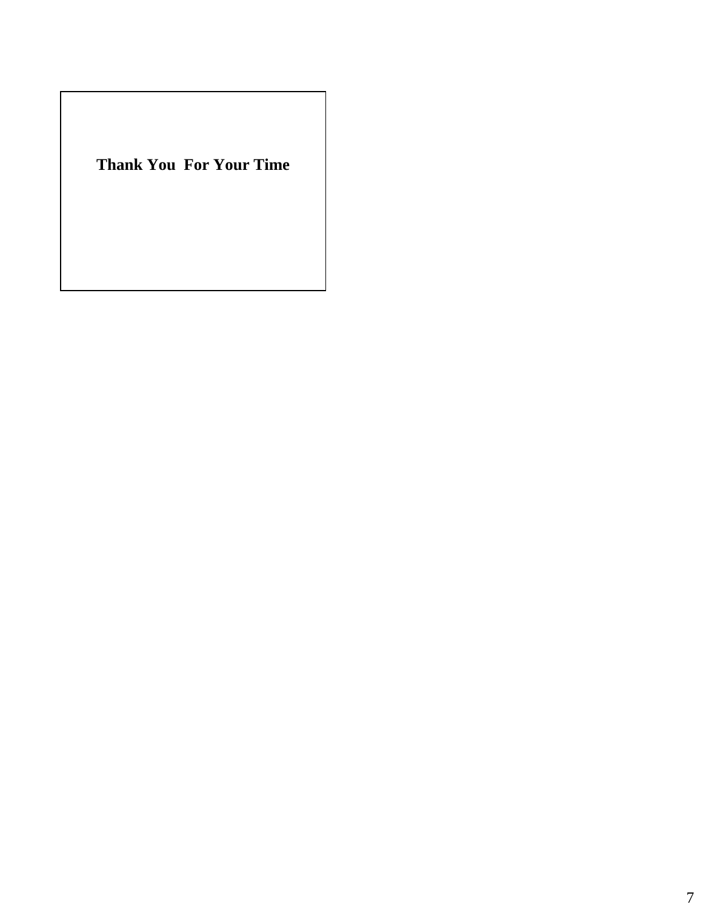**Thank You For Your Time**